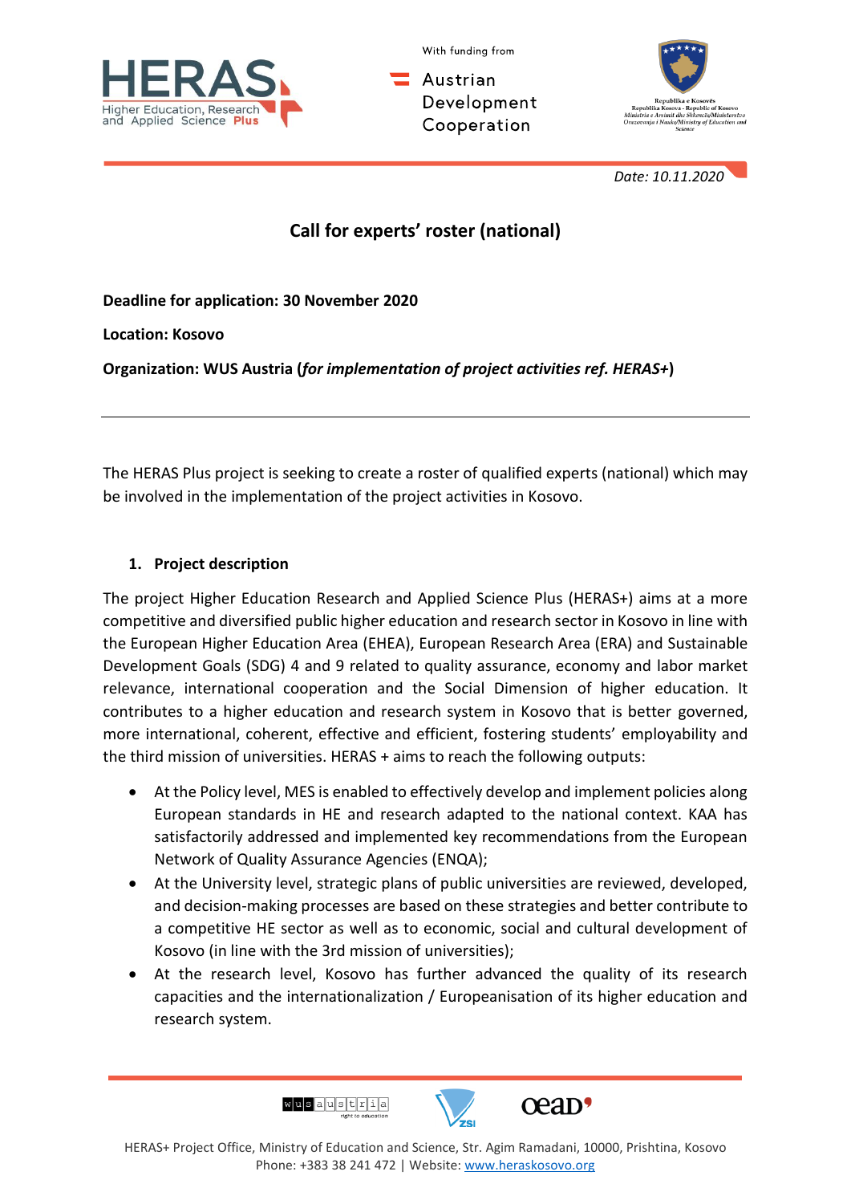Date: 10.11.2020

# Call for experts' roster (national)

**Deadline for application: 30 November 2020**

**Location: Kosovo**

**Organization: WUS Austria (*for implementation of project activities ref. HERAS+*)**

---

The HERAS Plus project is seeking to create a roster of qualified experts (national) which may be involved in the implementation of the project activities in Kosovo.

## 1. Project description

The project Higher Education Research and Applied Science Plus (HERAS+) aims at a more competitive and diversified public higher education and research sector in Kosovo in line with the European Higher Education Area (EHEA), European Research Area (ERA) and Sustainable Development Goals (SDG) 4 and 9 related to quality assurance, economy and labor market relevance, international cooperation and the Social Dimension of higher education. It contributes to a higher education and research system in Kosovo that is better governed, more international, coherent, effective and efficient, fostering students' employability and the third mission of universities. HERAS + aims to reach the following outputs:

- At the Policy level, MES is enabled to effectively develop and implement policies along European standards in HE and research adapted to the national context. KAA has satisfactorily addressed and implemented key recommendations from the European Network of Quality Assurance Agencies (ENQA);
- At the University level, strategic plans of public universities are reviewed, developed, and decision-making processes are based on these strategies and better contribute to a competitive HE sector as well as to economic, social and cultural development of Kosovo (in line with the 3rd mission of universities);
- At the research level, Kosovo has further advanced the quality of its research capacities and the internationalization / Europeanisation of its higher education and research system.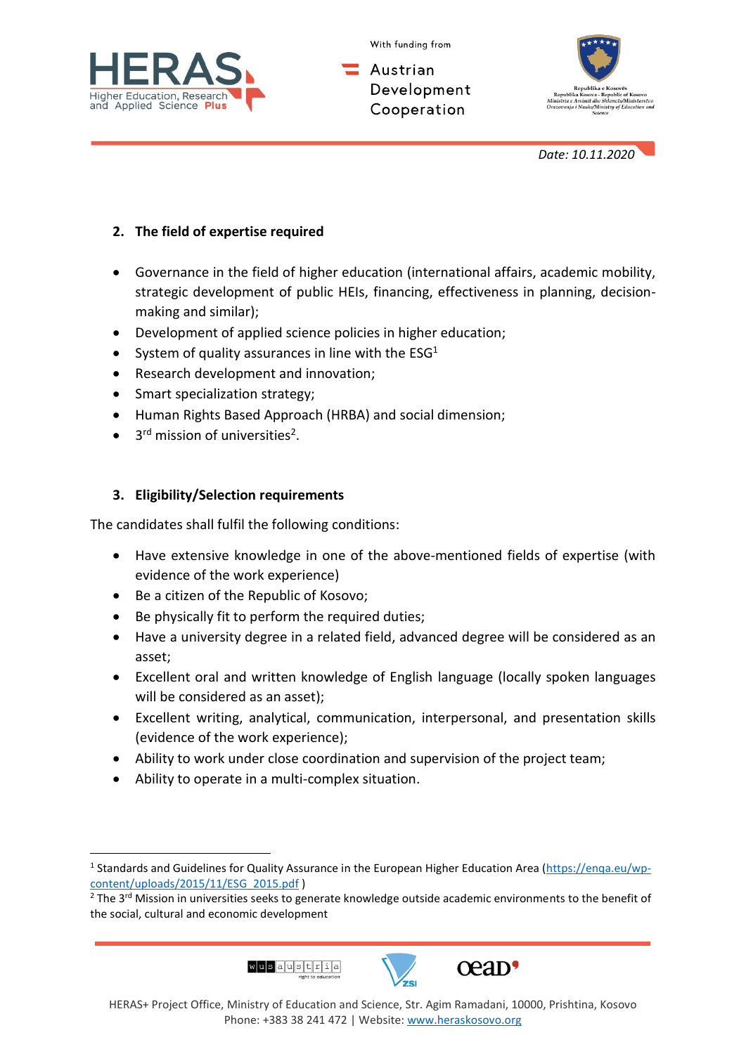## 2. The field of expertise required

- Governance in the field of higher education (international affairs, academic mobility, strategic development of public HEIs, financing, effectiveness in planning, decision-making and similar);
- Development of applied science policies in higher education;
- System of quality assurances in line with the ESG[1]
- Research development and innovation;
- Smart specialization strategy;
- Human Rights Based Approach (HRBA) and social dimension;
- 3rd mission of universities[2].

## 3. Eligibility/Selection requirements

The candidates shall fulfil the following conditions:

- Have extensive knowledge in one of the above-mentioned fields of expertise (with evidence of the work experience)
- Be a citizen of the Republic of Kosovo;
- Be physically fit to perform the required duties;
- Have a university degree in a related field, advanced degree will be considered as an asset;
- Excellent oral and written knowledge of English language (locally spoken languages will be considered as an asset);
- Excellent writing, analytical, communication, interpersonal, and presentation skills (evidence of the work experience);
- Ability to work under close coordination and supervision of the project team;
- Ability to operate in a multi-complex situation.

---

[1] Standards and Guidelines for Quality Assurance in the European Higher Education Area (https://enqa.eu/wp-content/uploads/2015/11/ESG_2015.pdf )

[2] The 3rd Mission in universities seeks to generate knowledge outside academic environments to the benefit of the social, cultural and economic development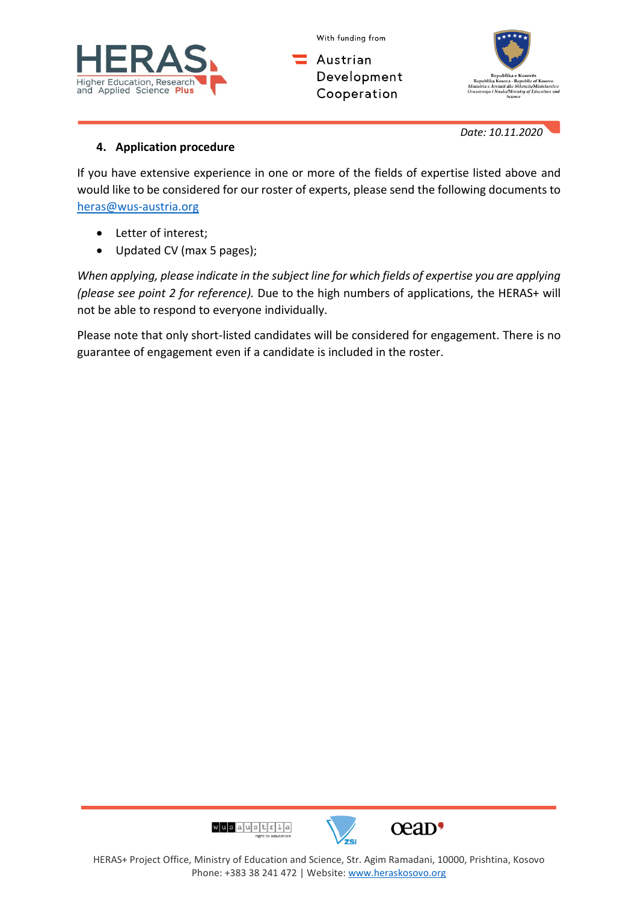Date: 10.11.2020

## 4. Application procedure

If you have extensive experience in one or more of the fields of expertise listed above and would like to be considered for our roster of experts, please send the following documents to heras@wus-austria.org

- Letter of interest;
- Updated CV (max 5 pages);

*When applying, please indicate in the subject line for which fields of expertise you are applying (please see point 2 for reference).* Due to the high numbers of applications, the HERAS+ will not be able to respond to everyone individually.

Please note that only short-listed candidates will be considered for engagement. There is no guarantee of engagement even if a candidate is included in the roster.